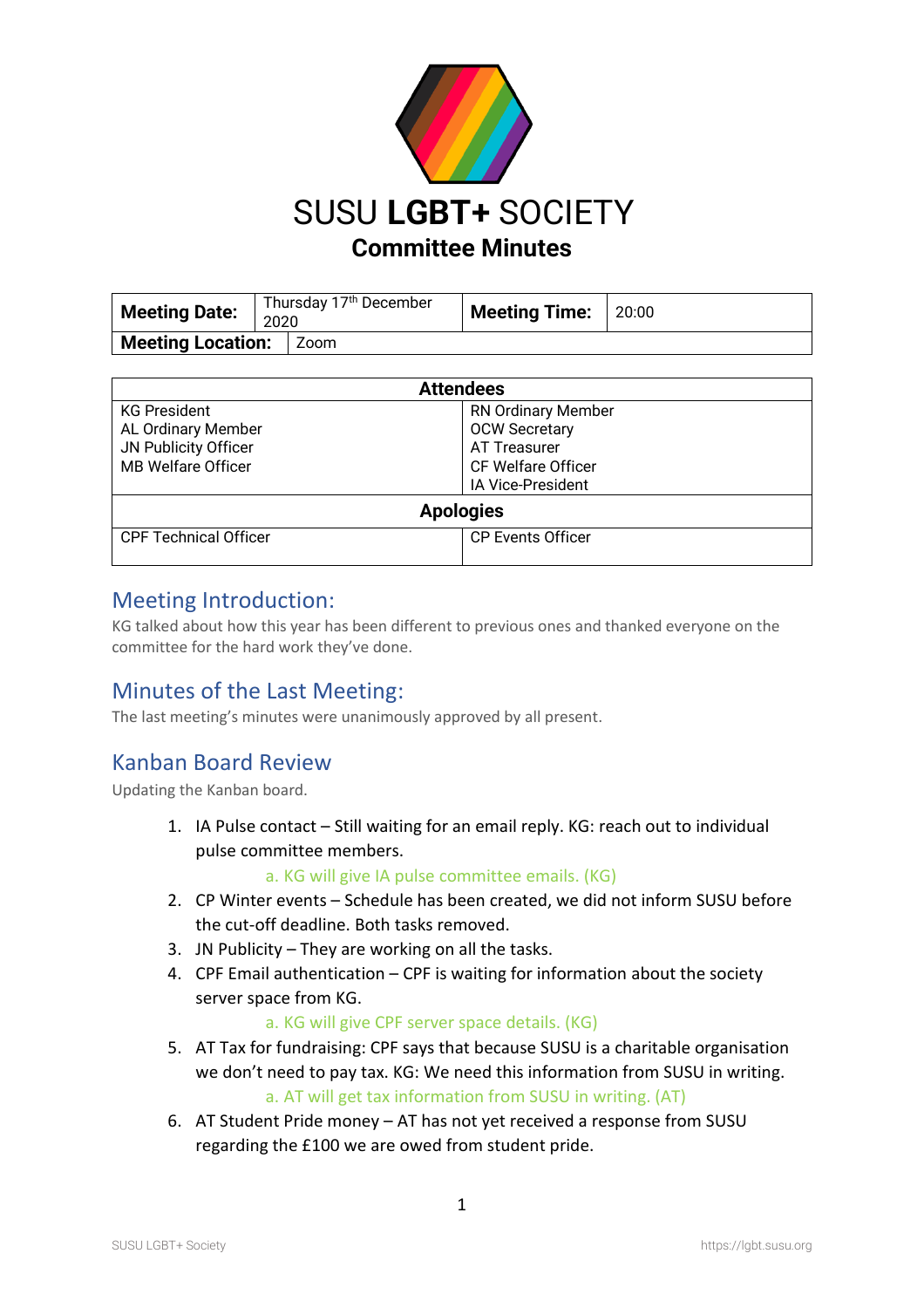# SUSU **LGBT+** SOCIETY

## Committee Minutes

| **Meeting Date:** | Thursday 17th December 2020 | **Meeting Time:** | 20:00 |
|---|---|---|---|
| **Meeting Location:** | Zoom | | |

| **Attendees** | |
|---|---|
| KG President<br>AL Ordinary Member<br>JN Publicity Officer<br>MB Welfare Officer | RN Ordinary Member<br>OCW Secretary<br>AT Treasurer<br>CF Welfare Officer<br>IA Vice-President |
| **Apologies** | |
| CPF Technical Officer | CP Events Officer |

## Meeting Introduction:

KG talked about how this year has been different to previous ones and thanked everyone on the committee for the hard work they've done.

## Minutes of the Last Meeting:

The last meeting's minutes were unanimously approved by all present.

## Kanban Board Review

Updating the Kanban board.

1. IA Pulse contact – Still waiting for an email reply. KG: reach out to individual pulse committee members.
    a. KG will give IA pulse committee emails. (KG)
2. CP Winter events – Schedule has been created, we did not inform SUSU before the cut-off deadline. Both tasks removed.
3. JN Publicity – They are working on all the tasks.
4. CPF Email authentication – CPF is waiting for information about the society server space from KG.
    a. KG will give CPF server space details. (KG)
5. AT Tax for fundraising: CPF says that because SUSU is a charitable organisation we don't need to pay tax. KG: We need this information from SUSU in writing.
    a. AT will get tax information from SUSU in writing. (AT)
6. AT Student Pride money – AT has not yet received a response from SUSU regarding the £100 we are owed from student pride.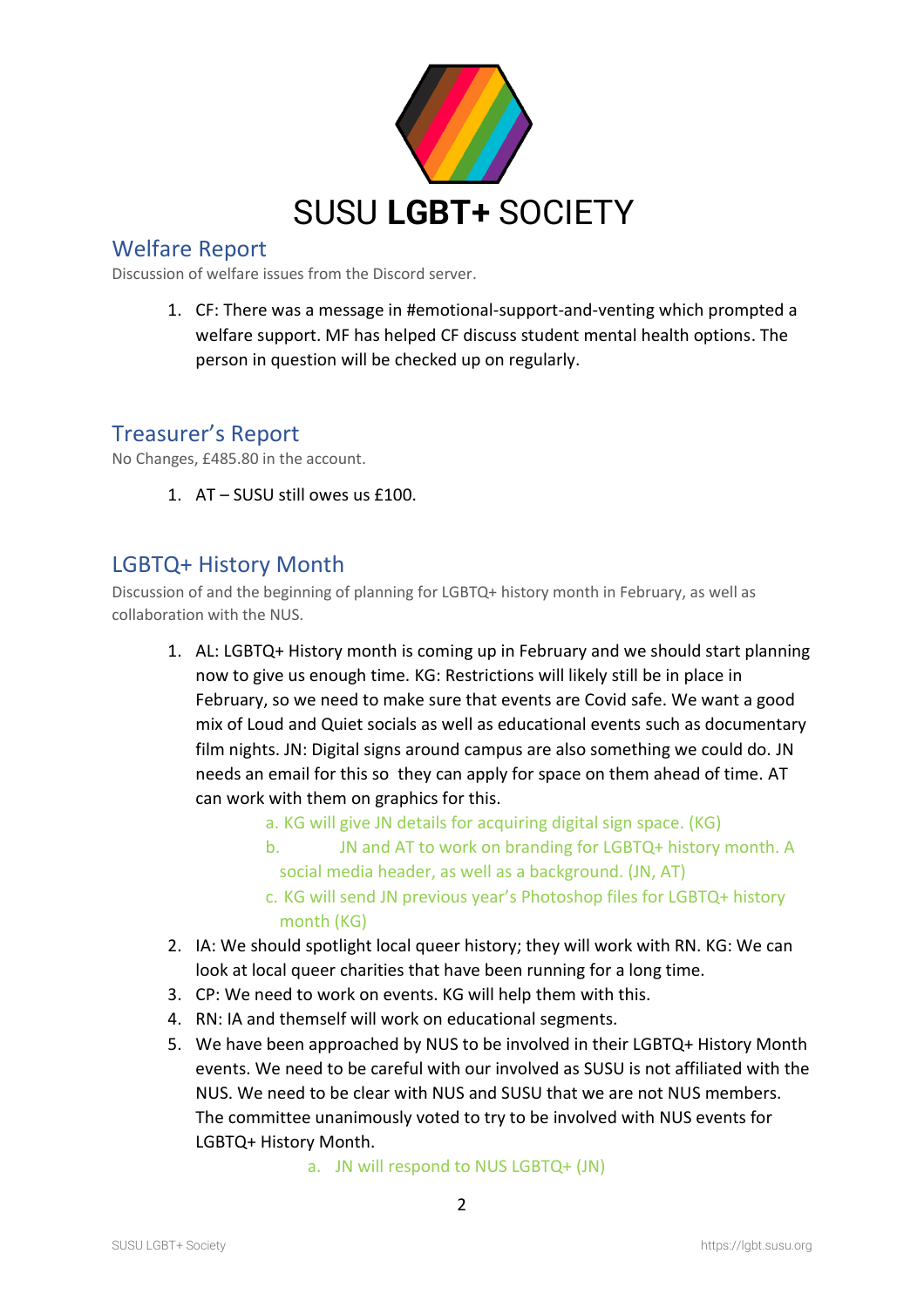SUSU **LGBT+** SOCIETY

## Welfare Report

Discussion of welfare issues from the Discord server.

1. CF: There was a message in #emotional-support-and-venting which prompted a welfare support. MF has helped CF discuss student mental health options. The person in question will be checked up on regularly.

## Treasurer's Report

No Changes, £485.80 in the account.

1. AT – SUSU still owes us £100.

## LGBTQ+ History Month

Discussion of and the beginning of planning for LGBTQ+ history month in February, as well as collaboration with the NUS.

1. AL: LGBTQ+ History month is coming up in February and we should start planning now to give us enough time. KG: Restrictions will likely still be in place in February, so we need to make sure that events are Covid safe. We want a good mix of Loud and Quiet socials as well as educational events such as documentary film nights. JN: Digital signs around campus are also something we could do. JN needs an email for this so they can apply for space on them ahead of time. AT can work with them on graphics for this.
    a. KG will give JN details for acquiring digital sign space. (KG)
    b. JN and AT to work on branding for LGBTQ+ history month. A social media header, as well as a background. (JN, AT)
    c. KG will send JN previous year's Photoshop files for LGBTQ+ history month (KG)
2. IA: We should spotlight local queer history; they will work with RN. KG: We can look at local queer charities that have been running for a long time.
3. CP: We need to work on events. KG will help them with this.
4. RN: IA and themself will work on educational segments.
5. We have been approached by NUS to be involved in their LGBTQ+ History Month events. We need to be careful with our involved as SUSU is not affiliated with the NUS. We need to be clear with NUS and SUSU that we are not NUS members. The committee unanimously voted to try to be involved with NUS events for LGBTQ+ History Month.
    a. JN will respond to NUS LGBTQ+ (JN)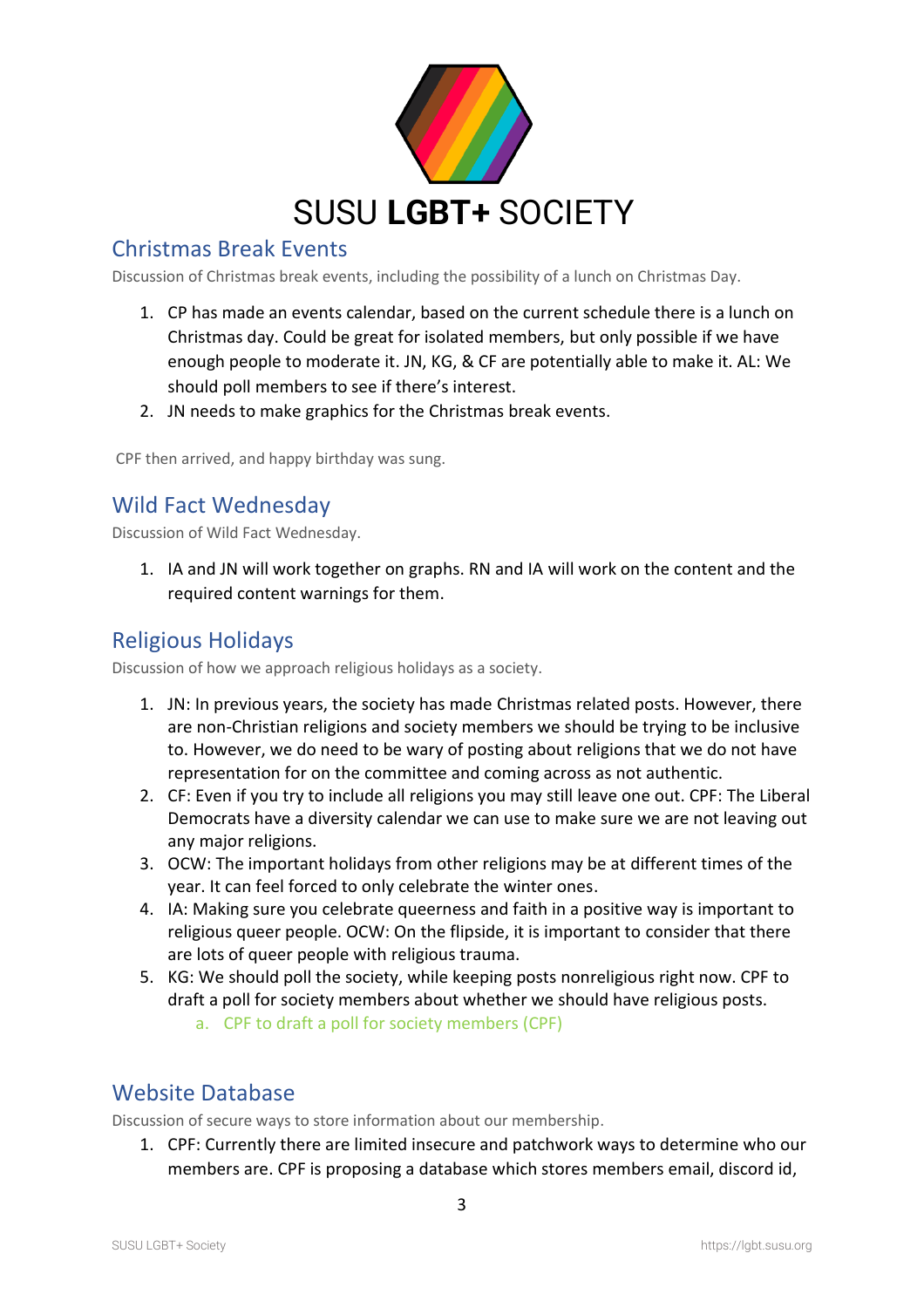# SUSU **LGBT+** SOCIETY

## Christmas Break Events

Discussion of Christmas break events, including the possibility of a lunch on Christmas Day.

1. CP has made an events calendar, based on the current schedule there is a lunch on Christmas day. Could be great for isolated members, but only possible if we have enough people to moderate it. JN, KG, & CF are potentially able to make it. AL: We should poll members to see if there's interest.
2. JN needs to make graphics for the Christmas break events.

CPF then arrived, and happy birthday was sung.

## Wild Fact Wednesday

Discussion of Wild Fact Wednesday.

1. IA and JN will work together on graphs. RN and IA will work on the content and the required content warnings for them.

## Religious Holidays

Discussion of how we approach religious holidays as a society.

1. JN: In previous years, the society has made Christmas related posts. However, there are non-Christian religions and society members we should be trying to be inclusive to. However, we do need to be wary of posting about religions that we do not have representation for on the committee and coming across as not authentic.
2. CF: Even if you try to include all religions you may still leave one out. CPF: The Liberal Democrats have a diversity calendar we can use to make sure we are not leaving out any major religions.
3. OCW: The important holidays from other religions may be at different times of the year. It can feel forced to only celebrate the winter ones.
4. IA: Making sure you celebrate queerness and faith in a positive way is important to religious queer people. OCW: On the flipside, it is important to consider that there are lots of queer people with religious trauma.
5. KG: We should poll the society, while keeping posts nonreligious right now. CPF to draft a poll for society members about whether we should have religious posts.
   a. CPF to draft a poll for society members (CPF)

## Website Database

Discussion of secure ways to store information about our membership.

1. CPF: Currently there are limited insecure and patchwork ways to determine who our members are. CPF is proposing a database which stores members email, discord id,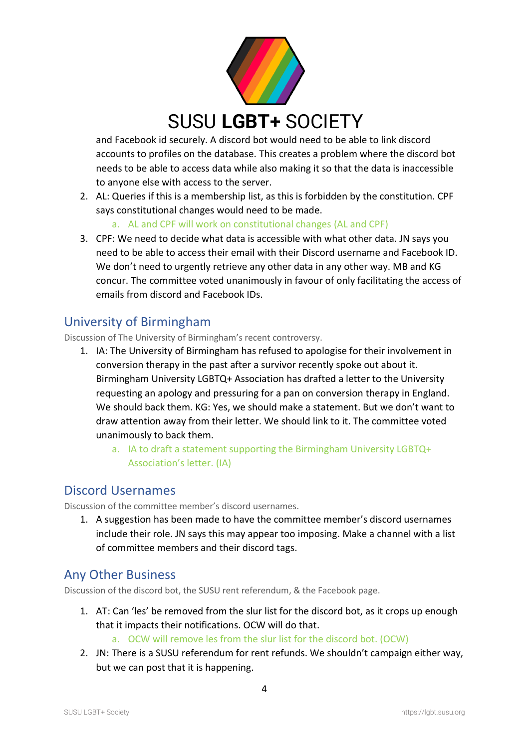and Facebook id securely. A discord bot would need to be able to link discord accounts to profiles on the database. This creates a problem where the discord bot needs to be able to access data while also making it so that the data is inaccessible to anyone else with access to the server.

2. AL: Queries if this is a membership list, as this is forbidden by the constitution. CPF says constitutional changes would need to be made.
    a. AL and CPF will work on constitutional changes (AL and CPF)
3. CPF: We need to decide what data is accessible with what other data. JN says you need to be able to access their email with their Discord username and Facebook ID. We don't need to urgently retrieve any other data in any other way. MB and KG concur. The committee voted unanimously in favour of only facilitating the access of emails from discord and Facebook IDs.

## University of Birmingham

Discussion of The University of Birmingham's recent controversy.

1. IA: The University of Birmingham has refused to apologise for their involvement in conversion therapy in the past after a survivor recently spoke out about it. Birmingham University LGBTQ+ Association has drafted a letter to the University requesting an apology and pressuring for a pan on conversion therapy in England. We should back them. KG: Yes, we should make a statement. But we don't want to draw attention away from their letter. We should link to it. The committee voted unanimously to back them.
    a. IA to draft a statement supporting the Birmingham University LGBTQ+ Association's letter. (IA)

## Discord Usernames

Discussion of the committee member's discord usernames.

1. A suggestion has been made to have the committee member's discord usernames include their role. JN says this may appear too imposing. Make a channel with a list of committee members and their discord tags.

## Any Other Business

Discussion of the discord bot, the SUSU rent referendum, & the Facebook page.

1. AT: Can 'les' be removed from the slur list for the discord bot, as it crops up enough that it impacts their notifications. OCW will do that.
    a. OCW will remove les from the slur list for the discord bot. (OCW)
2. JN: There is a SUSU referendum for rent refunds. We shouldn't campaign either way, but we can post that it is happening.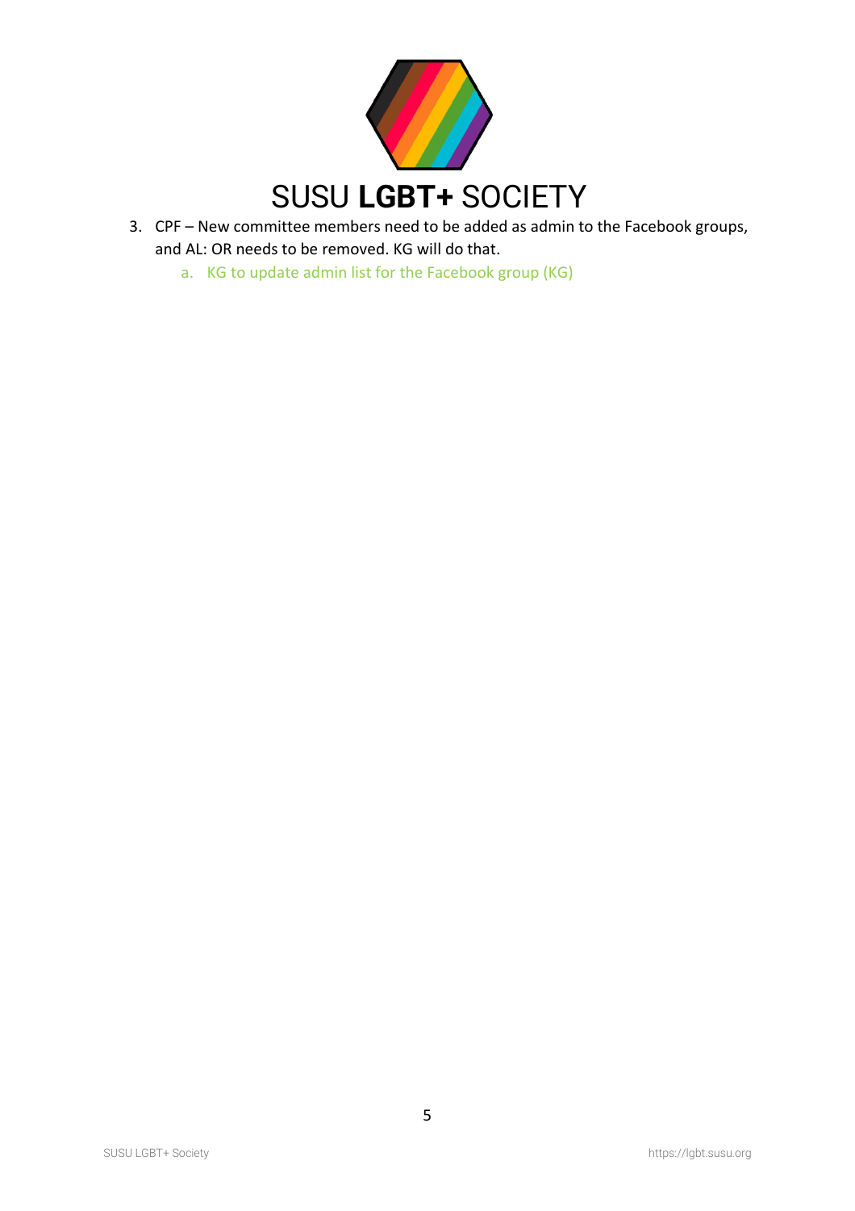3. CPF – New committee members need to be added as admin to the Facebook groups, and AL: OR needs to be removed. KG will do that.
    a. KG to update admin list for the Facebook group (KG)